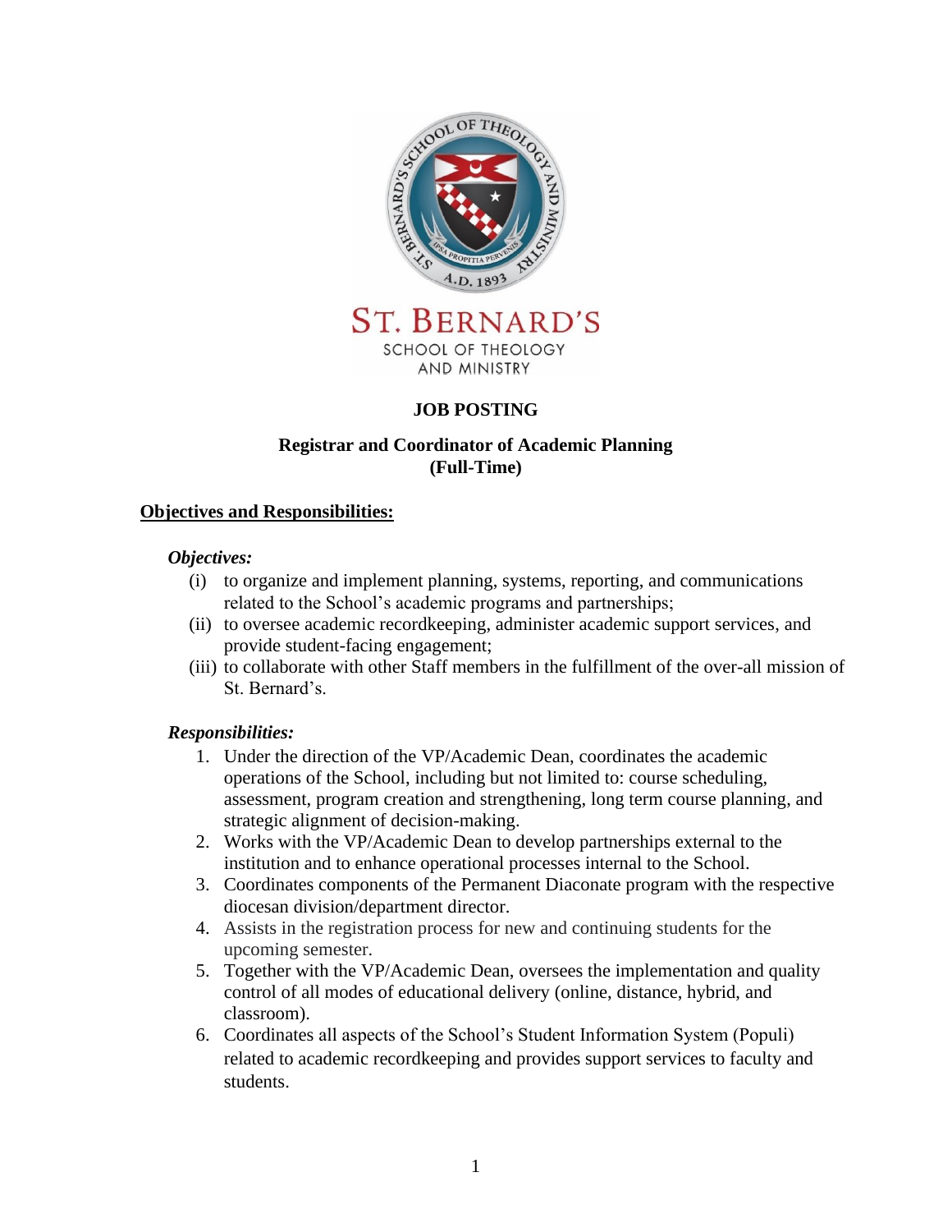ST. BERNARD'S
SCHOOL OF THEOLOGY
AND MINISTRY

# JOB POSTING

## Registrar and Coordinator of Academic Planning (Full-Time)

### Objectives and Responsibilities:

***Objectives:***

(i) to organize and implement planning, systems, reporting, and communications related to the School's academic programs and partnerships;

(ii) to oversee academic recordkeeping, administer academic support services, and provide student-facing engagement;

(iii) to collaborate with other Staff members in the fulfillment of the over-all mission of St. Bernard's.

***Responsibilities:***

1. Under the direction of the VP/Academic Dean, coordinates the academic operations of the School, including but not limited to: course scheduling, assessment, program creation and strengthening, long term course planning, and strategic alignment of decision-making.
2. Works with the VP/Academic Dean to develop partnerships external to the institution and to enhance operational processes internal to the School.
3. Coordinates components of the Permanent Diaconate program with the respective diocesan division/department director.
4. Assists in the registration process for new and continuing students for the upcoming semester.
5. Together with the VP/Academic Dean, oversees the implementation and quality control of all modes of educational delivery (online, distance, hybrid, and classroom).
6. Coordinates all aspects of the School's Student Information System (Populi) related to academic recordkeeping and provides support services to faculty and students.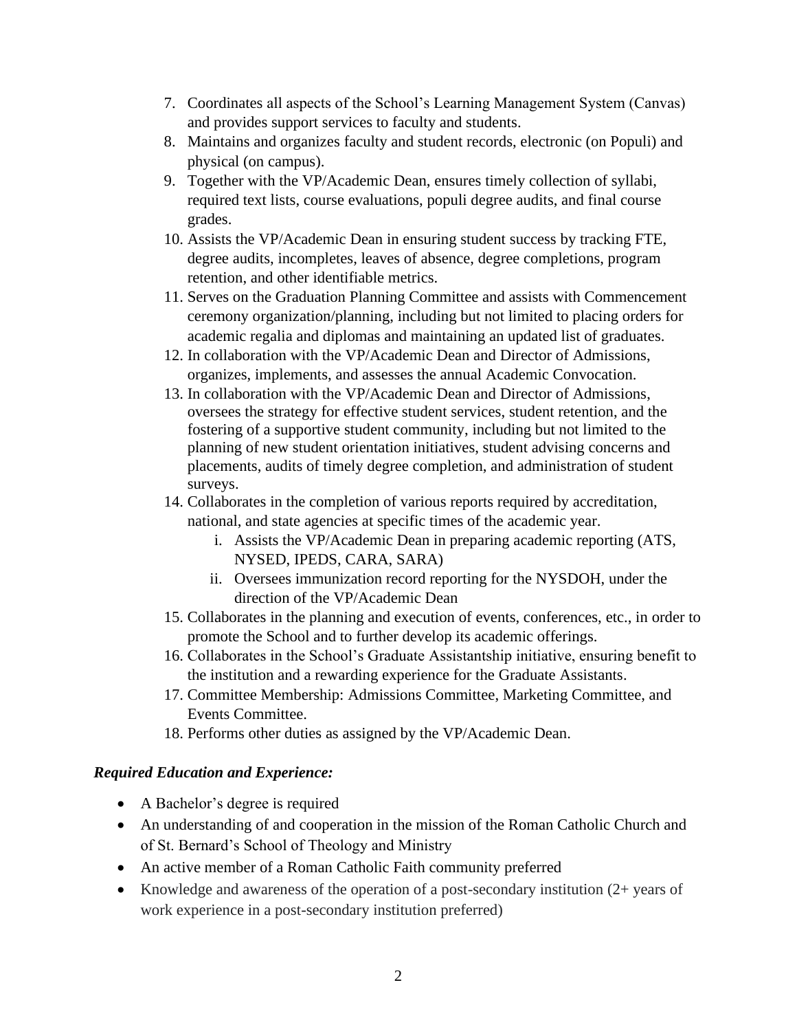7. Coordinates all aspects of the School's Learning Management System (Canvas) and provides support services to faculty and students.
8. Maintains and organizes faculty and student records, electronic (on Populi) and physical (on campus).
9. Together with the VP/Academic Dean, ensures timely collection of syllabi, required text lists, course evaluations, populi degree audits, and final course grades.
10. Assists the VP/Academic Dean in ensuring student success by tracking FTE, degree audits, incompletes, leaves of absence, degree completions, program retention, and other identifiable metrics.
11. Serves on the Graduation Planning Committee and assists with Commencement ceremony organization/planning, including but not limited to placing orders for academic regalia and diplomas and maintaining an updated list of graduates.
12. In collaboration with the VP/Academic Dean and Director of Admissions, organizes, implements, and assesses the annual Academic Convocation.
13. In collaboration with the VP/Academic Dean and Director of Admissions, oversees the strategy for effective student services, student retention, and the fostering of a supportive student community, including but not limited to the planning of new student orientation initiatives, student advising concerns and placements, audits of timely degree completion, and administration of student surveys.
14. Collaborates in the completion of various reports required by accreditation, national, and state agencies at specific times of the academic year.
    i. Assists the VP/Academic Dean in preparing academic reporting (ATS, NYSED, IPEDS, CARA, SARA)
    ii. Oversees immunization record reporting for the NYSDOH, under the direction of the VP/Academic Dean
15. Collaborates in the planning and execution of events, conferences, etc., in order to promote the School and to further develop its academic offerings.
16. Collaborates in the School's Graduate Assistantship initiative, ensuring benefit to the institution and a rewarding experience for the Graduate Assistants.
17. Committee Membership: Admissions Committee, Marketing Committee, and Events Committee.
18. Performs other duties as assigned by the VP/Academic Dean.

***Required Education and Experience:***

- A Bachelor's degree is required
- An understanding of and cooperation in the mission of the Roman Catholic Church and of St. Bernard's School of Theology and Ministry
- An active member of a Roman Catholic Faith community preferred
- Knowledge and awareness of the operation of a post-secondary institution (2+ years of work experience in a post-secondary institution preferred)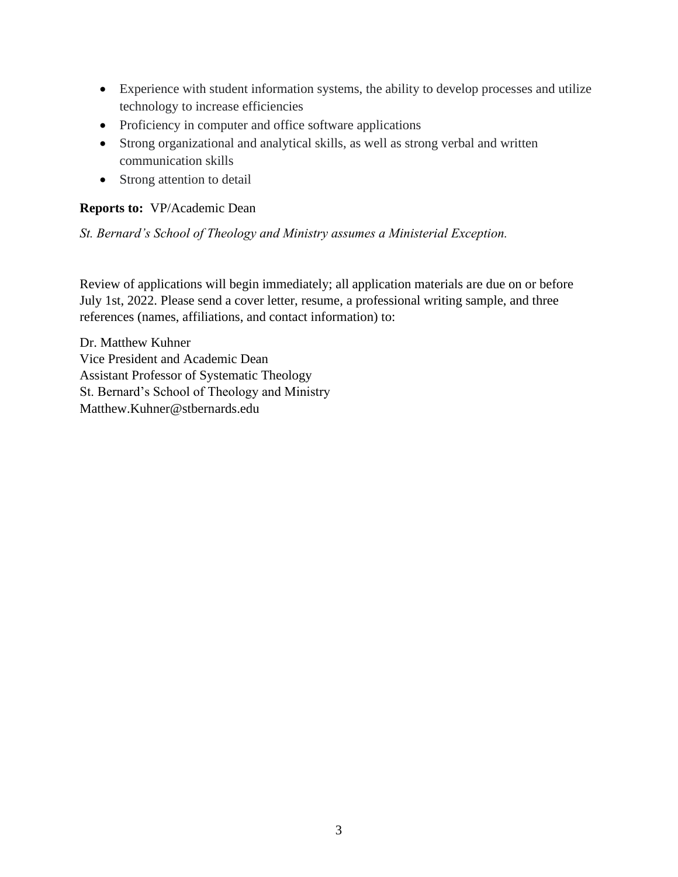- Experience with student information systems, the ability to develop processes and utilize technology to increase efficiencies
- Proficiency in computer and office software applications
- Strong organizational and analytical skills, as well as strong verbal and written communication skills
- Strong attention to detail

**Reports to:** VP/Academic Dean

*St. Bernard's School of Theology and Ministry assumes a Ministerial Exception.*

Review of applications will begin immediately; all application materials are due on or before July 1st, 2022. Please send a cover letter, resume, a professional writing sample, and three references (names, affiliations, and contact information) to:

Dr. Matthew Kuhner
Vice President and Academic Dean
Assistant Professor of Systematic Theology
St. Bernard's School of Theology and Ministry
Matthew.Kuhner@stbernards.edu